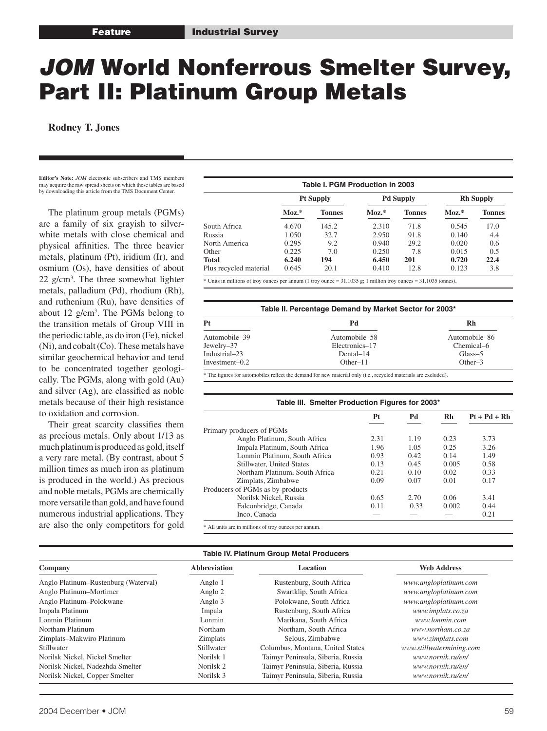Feature | Industrial Survey

# *JOM* World Nonferrous Smelter Survey, Part II: Platinum Group Metals

**Rodney T. Jones**

**Editor's Note:** *JOM* electronic subscribers and TMS members may acquire the raw spread sheets on which these tables are based by downloading this article from the TMS Document Center.

The platinum group metals (PGMs) are a family of six grayish to silver-white metals with close chemical and physical affinities. The three heavier metals, platinum (Pt), iridium (Ir), and osmium (Os), have densities of about 22 g/cm$^3$. The three somewhat lighter metals, palladium (Pd), rhodium (Rh), and ruthenium (Ru), have densities of about 12 g/cm$^3$. The PGMs belong to the transition metals of Group VIII in the periodic table, as do iron (Fe), nickel (Ni), and cobalt (Co). These metals have similar geochemical behavior and tend to be concentrated together geologically. The PGMs, along with gold (Au) and silver (Ag), are classified as noble metals because of their high resistance to oxidation and corrosion.

Their great scarcity classifies them as precious metals. Only about 1/13 as much platinum is produced as gold, itself a very rare metal. (By contrast, about 5 million times as much iron as platinum is produced in the world.) As precious and noble metals, PGMs are chemically more versatile than gold, and have found numerous industrial applications. They are also the only competitors for gold

**Table I. PGM Production in 2003**

| | Pt Supply | | Pd Supply | | Rh Supply | |
|---|---|---|---|---|---|---|
| | Moz.* | Tonnes | Moz.* | Tonnes | Moz.* | Tonnes |
| South Africa | 4.670 | 145.2 | 2.310 | 71.8 | 0.545 | 17.0 |
| Russia | 1.050 | 32.7 | 2.950 | 91.8 | 0.140 | 4.4 |
| North America | 0.295 | 9.2 | 0.940 | 29.2 | 0.020 | 0.6 |
| Other | 0.225 | 7.0 | 0.250 | 7.8 | 0.015 | 0.5 |
| **Total** | **6.240** | **194** | **6.450** | **201** | **0.720** | **22.4** |
| Plus recycled material | 0.645 | 20.1 | 0.410 | 12.8 | 0.123 | 3.8 |

* Units in millions of troy ounces per annum (1 troy ounce = 31.1035 g; 1 million troy ounces = 31.1035 tonnes).

**Table II. Percentage Demand by Market Sector for 2003***

| Pt | Pd | Rh |
|---|---|---|
| Automobile–39 | Automobile–58 | Automobile–86 |
| Jewelry–37 | Electronics–17 | Chemical–6 |
| Industrial–23 | Dental–14 | Glass–5 |
| Investment–0.2 | Other–11 | Other–3 |

* The figures for automobiles reflect the demand for new material only (i.e., recycled materials are excluded).

**Table III. Smelter Production Figures for 2003***

| | Pt | Pd | Rh | Pt + Pd + Rh |
|---|---|---|---|---|
| Primary producers of PGMs | | | | |
| Anglo Platinum, South Africa | 2.31 | 1.19 | 0.23 | 3.73 |
| Impala Platinum, South Africa | 1.96 | 1.05 | 0.25 | 3.26 |
| Lonmin Platinum, South Africa | 0.93 | 0.42 | 0.14 | 1.49 |
| Stillwater, United States | 0.13 | 0.45 | 0.005 | 0.58 |
| Northam Platinum, South Africa | 0.21 | 0.10 | 0.02 | 0.33 |
| Zimplats, Zimbabwe | 0.09 | 0.07 | 0.01 | 0.17 |
| Producers of PGMs as by-products | | | | |
| Norilsk Nickel, Russia | 0.65 | 2.70 | 0.06 | 3.41 |
| Falconbridge, Canada | 0.11 | 0.33 | 0.002 | 0.44 |
| Inco, Canada | — | — | — | 0.21 |

* All units are in millions of troy ounces per annum.

**Table IV. Platinum Group Metal Producers**

| Company | Abbreviation | Location | Web Address |
|---|---|---|---|
| Anglo Platinum–Rustenburg (Waterval) | Anglo 1 | Rustenburg, South Africa | *www.angloplatinum.com* |
| Anglo Platinum–Mortimer | Anglo 2 | Swartklip, South Africa | *www.angloplatinum.com* |
| Anglo Platinum–Polokwane | Anglo 3 | Polokwane, South Africa | *www.angloplatinum.com* |
| Impala Platinum | Impala | Rustenburg, South Africa | *www.implats.co.za* |
| Lonmin Platinum | Lonmin | Marikana, South Africa | *www.lonmin.com* |
| Northam Platinum | Northam | Northam, South Africa | *www.northam.co.za* |
| Zimplats–Makwiro Platinum | Zimplats | Selous, Zimbabwe | *www.zimplats.com* |
| Stillwater | Stillwater | Columbus, Montana, United States | *www.stillwatermining.com* |
| Norilsk Nickel, Nickel Smelter | Norilsk 1 | Taimyr Peninsula, Siberia, Russia | *www.nornik.ru/en/* |
| Norilsk Nickel, Nadezhda Smelter | Norilsk 2 | Taimyr Peninsula, Siberia, Russia | *www.nornik.ru/en/* |
| Norilsk Nickel, Copper Smelter | Norilsk 3 | Taimyr Peninsula, Siberia, Russia | *www.nornik.ru/en/* |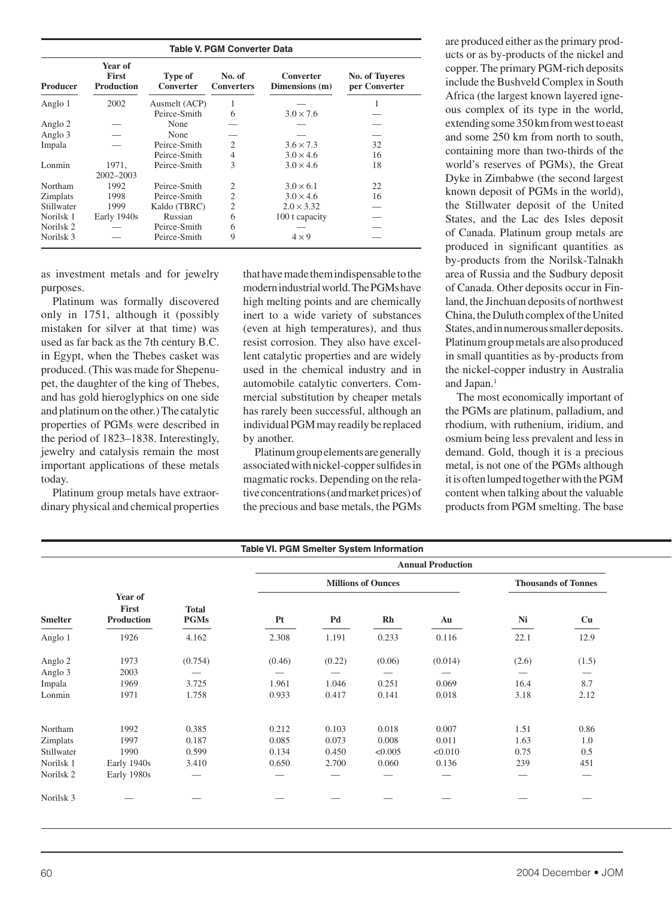**Table V. PGM Converter Data**

| Producer | Year of First Production | Type of Converter | No. of Converters | Converter Dimensions (m) | No. of Tuyeres per Converter |
|---|---|---|---|---|---|
| Anglo 1 | 2002 | Ausmelt (ACP) | 1 | — | 1 |
| | | Peirce-Smith | 6 | 3.0 × 7.6 | — |
| Anglo 2 | — | None | — | — | — |
| Anglo 3 | — | None | — | — | — |
| Impala | — | Peirce-Smith | 2 | 3.6 × 7.3 | 32 |
| | | Peirce-Smith | 4 | 3.0 × 4.6 | 16 |
| Lonmin | 1971, 2002–2003 | Peirce-Smith | 3 | 3.0 × 4.6 | 18 |
| Northam | 1992 | Peirce-Smith | 2 | 3.0 × 6.1 | 22 |
| Zimplats | 1998 | Peirce-Smith | 2 | 3.0 × 4.6 | 16 |
| Stillwater | 1999 | Kaldo (TBRC) | 2 | 2.0 × 3.32 | — |
| Norilsk 1 | Early 1940s | Russian | 6 | 100 t capacity | — |
| Norilsk 2 | — | Peirce-Smith | 6 | — | — |
| Norilsk 3 | — | Peirce-Smith | 9 | 4 × 9 | — |

as investment metals and for jewelry purposes.

Platinum was formally discovered only in 1751, although it (possibly mistaken for silver at that time) was used as far back as the 7th century B.C. in Egypt, when the Thebes casket was produced. (This was made for Shepenupet, the daughter of the king of Thebes, and has gold hieroglyphics on one side and platinum on the other.) The catalytic properties of PGMs were described in the period of 1823–1838. Interestingly, jewelry and catalysis remain the most important applications of these metals today.

Platinum group metals have extraordinary physical and chemical properties that have made them indispensable to the modern industrial world. The PGMs have high melting points and are chemically inert to a wide variety of substances (even at high temperatures), and thus resist corrosion. They also have excellent catalytic properties and are widely used in the chemical industry and in automobile catalytic converters. Commercial substitution by cheaper metals has rarely been successful, although an individual PGM may readily be replaced by another.

Platinum group elements are generally associated with nickel-copper sulfides in magmatic rocks. Depending on the relative concentrations (and market prices) of the precious and base metals, the PGMs are produced either as the primary products or as by-products of the nickel and copper. The primary PGM-rich deposits include the Bushveld Complex in South Africa (the largest known layered igneous complex of its type in the world, extending some 350 km from west to east and some 250 km from north to south, containing more than two-thirds of the world's reserves of PGMs), the Great Dyke in Zimbabwe (the second largest known deposit of PGMs in the world), the Stillwater deposit of the United States, and the Lac des Isles deposit of Canada. Platinum group metals are produced in significant quantities as by-products from the Norilsk-Talnakh area of Russia and the Sudbury deposit of Canada. Other deposits occur in Finland, the Jinchuan deposits of northwest China, the Duluth complex of the United States, and in numerous smaller deposits. Platinum group metals are also produced in small quantities as by-products from the nickel-copper industry in Australia and Japan.[1]

The most economically important of the PGMs are platinum, palladium, and rhodium, with ruthenium, iridium, and osmium being less prevalent and less in demand. Gold, though it is a precious metal, is not one of the PGMs although it is often lumped together with the PGM content when talking about the valuable products from PGM smelting. The base

**Table VI. PGM Smelter System Information**

| Smelter | Year of First Production | Total PGMs | Annual Production: Millions of Ounces – Pt | Pd | Rh | Au | Annual Production: Thousands of Tonnes – Ni | Cu |
|---|---|---|---|---|---|---|---|---|
| Anglo 1 | 1926 | 4.162 | 2.308 | 1.191 | 0.233 | 0.116 | 22.1 | 12.9 |
| Anglo 2 | 1973 | (0.754) | (0.46) | (0.22) | (0.06) | (0.014) | (2.6) | (1.5) |
| Anglo 3 | 2003 | — | — | — | — | — | — | — |
| Impala | 1969 | 3.725 | 1.961 | 1.046 | 0.251 | 0.069 | 16.4 | 8.7 |
| Lonmin | 1971 | 1.758 | 0.933 | 0.417 | 0.141 | 0.018 | 3.18 | 2.12 |
| Northam | 1992 | 0.385 | 0.212 | 0.103 | 0.018 | 0.007 | 1.51 | 0.86 |
| Zimplats | 1997 | 0.187 | 0.085 | 0.073 | 0.008 | 0.011 | 1.63 | 1.0 |
| Stillwater | 1990 | 0.599 | 0.134 | 0.450 | <0.005 | <0.010 | 0.75 | 0.5 |
| Norilsk 1 | Early 1940s | 3.410 | 0.650 | 2.700 | 0.060 | 0.136 | 239 | 451 |
| Norilsk 2 | Early 1980s | — | — | — | — | — | — | — |
| Norilsk 3 | — | — | — | — | — | — | — | — |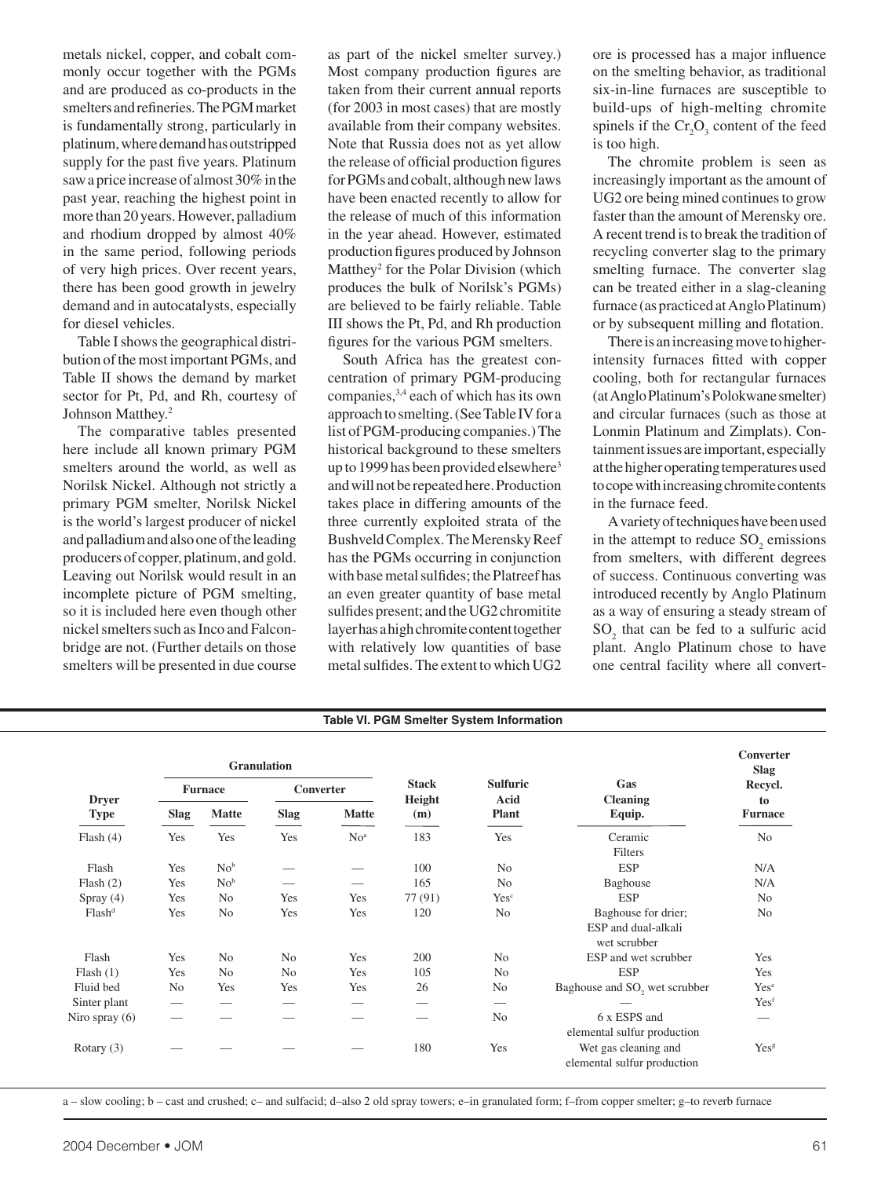metals nickel, copper, and cobalt commonly occur together with the PGMs and are produced as co-products in the smelters and refineries. The PGM market is fundamentally strong, particularly in platinum, where demand has outstripped supply for the past five years. Platinum saw a price increase of almost 30% in the past year, reaching the highest point in more than 20 years. However, palladium and rhodium dropped by almost 40% in the same period, following periods of very high prices. Over recent years, there has been good growth in jewelry demand and in autocatalysts, especially for diesel vehicles.

Table I shows the geographical distribution of the most important PGMs, and Table II shows the demand by market sector for Pt, Pd, and Rh, courtesy of Johnson Matthey.[2]

The comparative tables presented here include all known primary PGM smelters around the world, as well as Norilsk Nickel. Although not strictly a primary PGM smelter, Norilsk Nickel is the world's largest producer of nickel and palladium and also one of the leading producers of copper, platinum, and gold. Leaving out Norilsk would result in an incomplete picture of PGM smelting, so it is included here even though other nickel smelters such as Inco and Falconbridge are not. (Further details on those smelters will be presented in due course as part of the nickel smelter survey.) Most company production figures are taken from their current annual reports (for 2003 in most cases) that are mostly available from their company websites. Note that Russia does not as yet allow the release of official production figures for PGMs and cobalt, although new laws have been enacted recently to allow for the release of much of this information in the year ahead. However, estimated production figures produced by Johnson Matthey[2] for the Polar Division (which produces the bulk of Norilsk's PGMs) are believed to be fairly reliable. Table III shows the Pt, Pd, and Rh production figures for the various PGM smelters.

South Africa has the greatest concentration of primary PGM-producing companies,[3,4] each of which has its own approach to smelting. (See Table IV for a list of PGM-producing companies.) The historical background to these smelters up to 1999 has been provided elsewhere[3] and will not be repeated here. Production takes place in differing amounts of the three currently exploited strata of the Bushveld Complex. The Merensky Reef has the PGMs occurring in conjunction with base metal sulfides; the Platreef has an even greater quantity of base metal sulfides present; and the UG2 chromitite layer has a high chromite content together with relatively low quantities of base metal sulfides. The extent to which UG2 ore is processed has a major influence on the smelting behavior, as traditional six-in-line furnaces are susceptible to build-ups of high-melting chromite spinels if the $Cr_2O_3$ content of the feed is too high.

The chromite problem is seen as increasingly important as the amount of UG2 ore being mined continues to grow faster than the amount of Merensky ore. A recent trend is to break the tradition of recycling converter slag to the primary smelting furnace. The converter slag can be treated either in a slag-cleaning furnace (as practiced at Anglo Platinum) or by subsequent milling and flotation.

There is an increasing move to higher-intensity furnaces fitted with copper cooling, both for rectangular furnaces (at Anglo Platinum's Polokwane smelter) and circular furnaces (such as those at Lonmin Platinum and Zimplats). Containment issues are important, especially at the higher operating temperatures used to cope with increasing chromite contents in the furnace feed.

A variety of techniques have been used in the attempt to reduce $SO_2$ emissions from smelters, with different degrees of success. Continuous converting was introduced recently by Anglo Platinum as a way of ensuring a steady stream of $SO_2$ that can be fed to a sulfuric acid plant. Anglo Platinum chose to have one central facility where all convert-

**Table VI. PGM Smelter System Information**

| Dryer Type | Granulation: Furnace Slag | Granulation: Furnace Matte | Granulation: Converter Slag | Granulation: Converter Matte | Stack Height (m) | Sulfuric Acid Plant | Gas Cleaning Equip. | Converter Slag Recycl. to Furnace |
|---|---|---|---|---|---|---|---|---|
| Flash (4) | Yes | Yes | Yes | No[a] | 183 | Yes | Ceramic Filters | No |
| Flash | Yes | No[b] | — | — | 100 | No | ESP | N/A |
| Flash (2) | Yes | No[b] | — | — | 165 | No | Baghouse | N/A |
| Spray (4) | Yes | No | Yes | Yes | 77 (91) | Yes[c] | ESP | No |
| Flash[d] | Yes | No | Yes | Yes | 120 | No | Baghouse for drier; ESP and dual-alkali wet scrubber | No |
| Flash | Yes | No | No | Yes | 200 | No | ESP and wet scrubber | Yes |
| Flash (1) | Yes | No | No | Yes | 105 | No | ESP | Yes |
| Fluid bed | No | Yes | Yes | Yes | 26 | No | Baghouse and $SO_2$ wet scrubber | Yes[e] |
| Sinter plant | — | — | — | — | — | — | — | Yes[f] |
| Niro spray (6) | — | — | — | — | — | No | 6 x ESPS and elemental sulfur production | — |
| Rotary (3) | — | — | — | — | 180 | Yes | Wet gas cleaning and elemental sulfur production | Yes[g] |

a – slow cooling; b – cast and crushed; c– and sulfacid; d–also 2 old spray towers; e–in granulated form; f–from copper smelter; g–to reverb furnace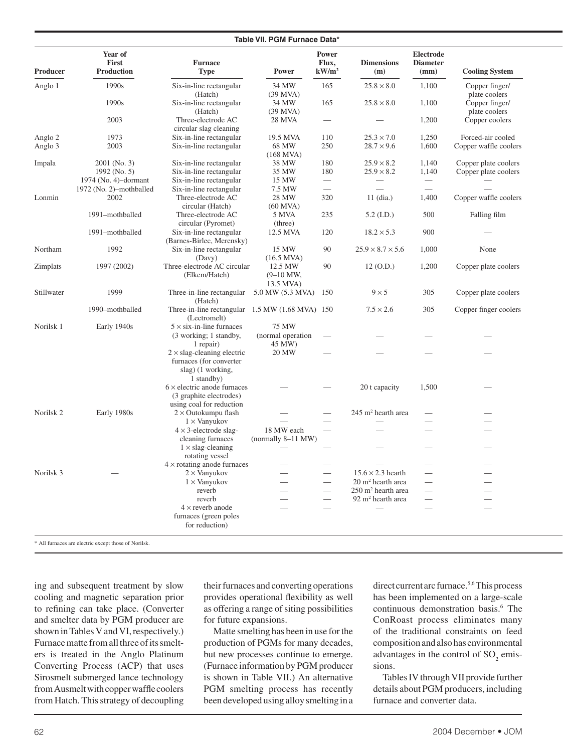**Table VII. PGM Furnace Data***

| Producer | Year of First Production | Furnace Type | Power | Power Flux, kW/m² | Dimensions (m) | Electrode Diameter (mm) | Cooling System |
|---|---|---|---|---|---|---|---|
| Anglo 1 | 1990s | Six-in-line rectangular (Hatch) | 34 MW (39 MVA) | 165 | 25.8 × 8.0 | 1,100 | Copper finger/ plate coolers |
| | 1990s | Six-in-line rectangular (Hatch) | 34 MW (39 MVA) | 165 | 25.8 × 8.0 | 1,100 | Copper finger/ plate coolers |
| | 2003 | Three-electrode AC circular slag cleaning | 28 MVA | — | — | 1,200 | Copper coolers |
| Anglo 2 | 1973 | Six-in-line rectangular | 19.5 MVA | 110 | 25.3 × 7.0 | 1,250 | Forced-air cooled |
| Anglo 3 | 2003 | Six-in-line rectangular | 68 MW (168 MVA) | 250 | 28.7 × 9.6 | 1,600 | Copper waffle coolers |
| Impala | 2001 (No. 3) | Six-in-line rectangular | 38 MW | 180 | 25.9 × 8.2 | 1,140 | Copper plate coolers |
| | 1992 (No. 5) | Six-in-line rectangular | 35 MW | 180 | 25.9 × 8.2 | 1,140 | Copper plate coolers |
| | 1974 (No. 4)–dormant | Six-in-line rectangular | 15 MW | — | — | — | — |
| | 1972 (No. 2)–mothballed | Six-in-line rectangular | 7.5 MW | — | — | — | — |
| Lonmin | 2002 | Three-electrode AC circular (Hatch) | 28 MW (60 MVA) | 320 | 11 (dia.) | 1,400 | Copper waffle coolers |
| | 1991–mothballed | Three-electrode AC circular (Pyromet) | 5 MVA (three) | 235 | 5.2 (I.D.) | 500 | Falling film |
| | 1991–mothballed | Six-in-line rectangular (Barnes-Birlec, Merensky) | 12.5 MVA | 120 | 18.2 × 5.3 | 900 | — |
| Northam | 1992 | Six-in-line rectangular (Davy) | 15 MW (16.5 MVA) | 90 | 25.9 × 8.7 × 5.6 | 1,000 | None |
| Zimplats | 1997 (2002) | Three-electrode AC circular (Elkem/Hatch) | 12.5 MW (9–10 MW, 13.5 MVA) | 90 | 12 (O.D.) | 1,200 | Copper plate coolers |
| Stillwater | 1999 | Three-in-line rectangular (Hatch) | 5.0 MW (5.3 MVA) | 150 | 9 × 5 | 305 | Copper plate coolers |
| | 1990–mothballed | Three-in-line rectangular (Lectromelt) | 1.5 MW (1.68 MVA) | 150 | 7.5 × 2.6 | 305 | Copper finger coolers |
| Norilsk 1 | Early 1940s | 5 × six-in-line furnaces (3 working; 1 standby, 1 repair) | 75 MW (normal operation 45 MW) | — | — | — | — |
| | | 2 × slag-cleaning electric furnaces (for converter slag) (1 working, 1 standby) | 20 MW | — | — | — | — |
| | | 6 × electric anode furnaces (3 graphite electrodes) using coal for reduction | — | — | 20 t capacity | 1,500 | — |
| Norilsk 2 | Early 1980s | 2 × Outokumpu flash | — | — | 245 m² hearth area | — | — |
| | | 1 × Vanyukov | — | — | — | — | — |
| | | 4 × 3-electrode slag-cleaning furnaces | 18 MW each (normally 8–11 MW) | — | — | — | — |
| | | 1 × slag-cleaning rotating vessel | — | — | — | — | — |
| | | 4 × rotating anode furnaces | — | — | — | — | — |
| Norilsk 3 | — | 2 × Vanyukov | — | — | 15.6 × 2.3 hearth | — | — |
| | | 1 × Vanyukov | — | — | 20 m² hearth area | — | — |
| | | reverb | — | — | 250 m² hearth area | — | — |
| | | reverb | — | — | 92 m² hearth area | — | — |
| | | 4 × reverb anode furnaces (green poles for reduction) | — | — | — | — | — |

\* All furnaces are electric except those of Norilsk.

ing and subsequent treatment by slow cooling and magnetic separation prior to refining can take place. (Converter and smelter data by PGM producer are shown in Tables V and VI, respectively.) Furnace matte from all three of its smelters is treated in the Anglo Platinum Converting Process (ACP) that uses Sirosmelt submerged lance technology from Ausmelt with copper waffle coolers from Hatch. This strategy of decoupling their furnaces and converting operations provides operational flexibility as well as offering a range of siting possibilities for future expansions.

Matte smelting has been in use for the production of PGMs for many decades, but new processes continue to emerge. (Furnace information by PGM producer is shown in Table VII.) An alternative PGM smelting process has recently been developed using alloy smelting in a direct current arc furnace.[5,6] This process has been implemented on a large-scale continuous demonstration basis.[6] The ConRoast process eliminates many of the traditional constraints on feed composition and also has environmental advantages in the control of $SO_2$ emissions.

Tables IV through VII provide further details about PGM producers, including furnace and converter data.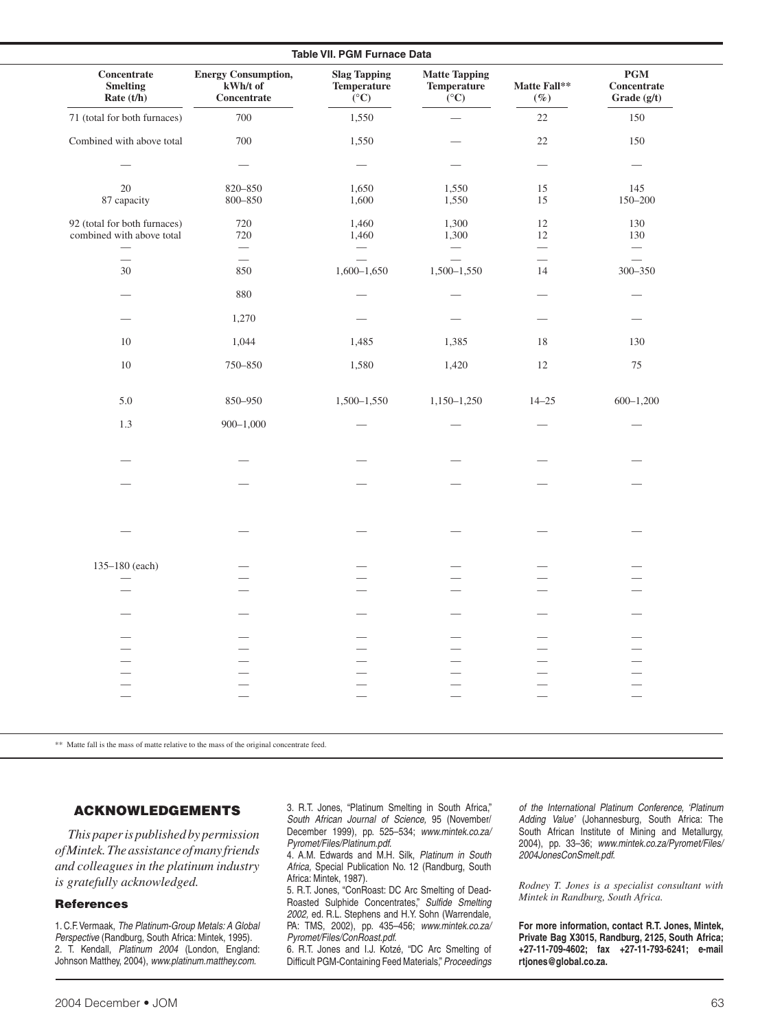Table VII. PGM Furnace Data

| Concentrate Smelting Rate (t/h) | Energy Consumption, kWh/t of Concentrate | Slag Tapping Temperature (°C) | Matte Tapping Temperature (°C) | Matte Fall** (%) | PGM Concentrate Grade (g/t) |
|---|---|---|---|---|---|
| 71 (total for both furnaces) | 700 | 1,550 | — | 22 | 150 |
| Combined with above total | 700 | 1,550 | — | 22 | 150 |
| — | — | — | — | — | — |
| 20 | 820–850 | 1,650 | 1,550 | 15 | 145 |
| 87 capacity | 800–850 | 1,600 | 1,550 | 15 | 150–200 |
| 92 (total for both furnaces) | 720 | 1,460 | 1,300 | 12 | 130 |
| combined with above total | 720 | 1,460 | 1,300 | 12 | 130 |
| — | — | — | — | — | — |
| — | — | — | — | — | — |
| 30 | 850 | 1,600–1,650 | 1,500–1,550 | 14 | 300–350 |
| — | 880 | — | — | — | — |
| — | 1,270 | — | — | — | — |
| 10 | 1,044 | 1,485 | 1,385 | 18 | 130 |
| 10 | 750–850 | 1,580 | 1,420 | 12 | 75 |
| 5.0 | 850–950 | 1,500–1,550 | 1,150–1,250 | 14–25 | 600–1,200 |
| 1.3 | 900–1,000 | — | — | — | — |
| — | — | — | — | — | — |
| — | — | — | — | — | — |
| — | — | — | — | — | — |
| 135–180 (each) | — | — | — | — | — |
| — | — | — | — | — | — |
| — | — | — | — | — | — |
| — | — | — | — | — | — |
| — | — | — | — | — | — |
| — | — | — | — | — | — |
| — | — | — | — | — | — |
| — | — | — | — | — | — |
| — | — | — | — | — | — |
| — | — | — | — | — | — |

** Matte fall is the mass of matte relative to the mass of the original concentrate feed.

## ACKNOWLEDGEMENTS

*This paper is published by permission of Mintek. The assistance of many friends and colleagues in the platinum industry is gratefully acknowledged.*

### References

1. C.F. Vermaak, *The Platinum-Group Metals: A Global Perspective* (Randburg, South Africa: Mintek, 1995).
2. T. Kendall, *Platinum 2004* (London, England: Johnson Matthey, 2004), *www.platinum.matthey.com.*
3. R.T. Jones, "Platinum Smelting in South Africa," *South African Journal of Science,* 95 (November/December 1999), pp. 525–534; *www.mintek.co.za/Pyromet/Files/Platinum.pdf.*
4. A.M. Edwards and M.H. Silk, *Platinum in South Africa,* Special Publication No. 12 (Randburg, South Africa: Mintek, 1987).
5. R.T. Jones, "ConRoast: DC Arc Smelting of Dead-Roasted Sulphide Concentrates," *Sulfide Smelting 2002,* ed. R.L. Stephens and H.Y. Sohn (Warrendale, PA: TMS, 2002), pp. 435–456; *www.mintek.co.za/Pyromet/Files/ConRoast.pdf.*
6. R.T. Jones and I.J. Kotzé, "DC Arc Smelting of Difficult PGM-Containing Feed Materials," *Proceedings of the International Platinum Conference, 'Platinum Adding Value'* (Johannesburg, South Africa: The South African Institute of Mining and Metallurgy, 2004), pp. 33–36; *www.mintek.co.za/Pyromet/Files/2004JonesConSmelt.pdf.*

*Rodney T. Jones is a specialist consultant with Mintek in Randburg, South Africa.*

**For more information, contact R.T. Jones, Mintek, Private Bag X3015, Randburg, 2125, South Africa; +27-11-709-4602; fax +27-11-793-6241; e-mail rtjones@global.co.za.**